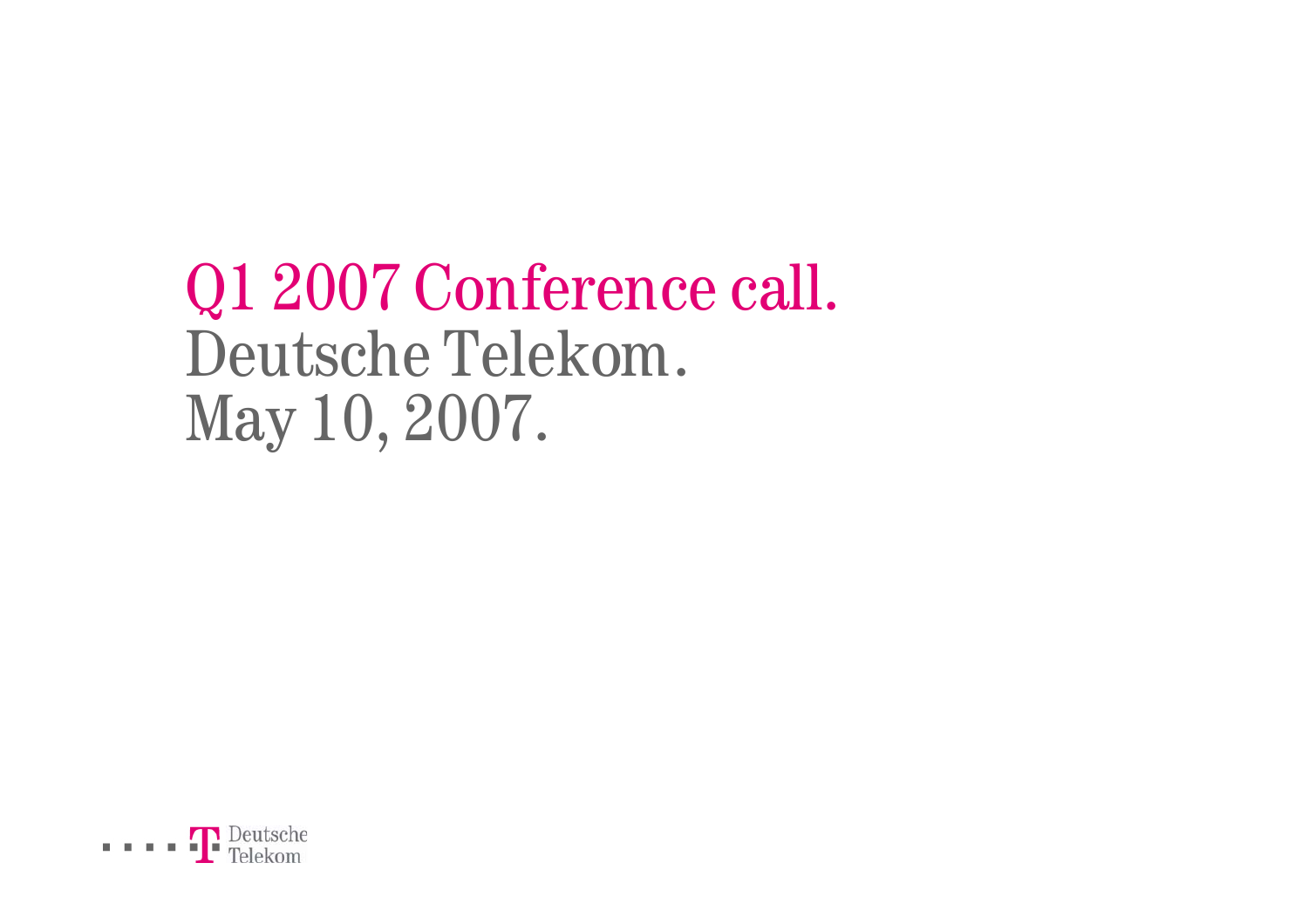# Q1 2007 Conference call.

Deutsche Telekom.

May 10, 2007.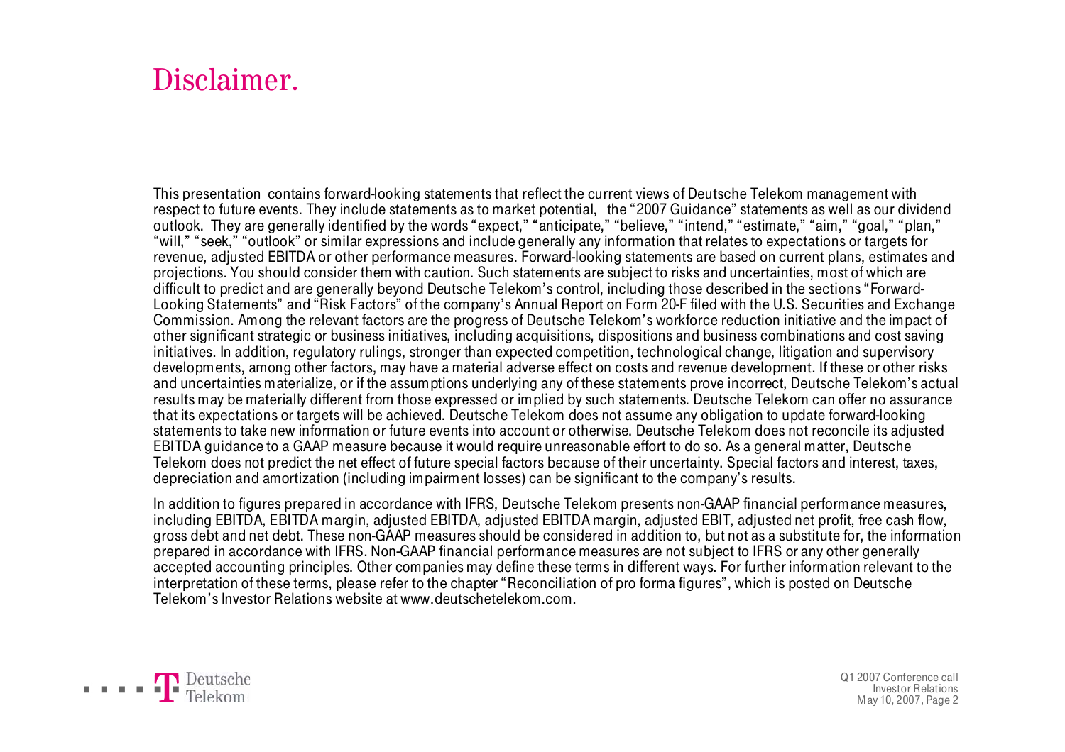# Disclaimer.

This presentation contains forward-looking statements that reflect the current views of Deutsche Telekom management with respect to future events. They include statements as to market potential, the "2007 Guidance" statements as well as our dividend outlook. They are generally identified by the words "expect," "anticipate," "believe," "intend," "estimate," "aim," "goal," "plan," "will," "seek," "outlook" or similar expressions and include generally any information that relates to expectations or targets for revenue, adjusted EBITDA or other performance measures. Forward-looking statements are based on current plans, estimates and projections. You should consider them with caution. Such statements are subject to risks and uncertainties, most of which are difficult to predict and are generally beyond Deutsche Telekom's control, including those described in the sections "Forward-Looking Statements" and "Risk Factors" of the company's Annual Report on Form 20-F filed with the U.S. Securities and Exchange Commission. Among the relevant factors are the progress of Deutsche Telekom's workforce reduction initiative and the impact of other significant strategic or business initiatives, including acquisitions, dispositions and business combinations and cost saving initiatives. In addition, regulatory rulings, stronger than expected competition, technological change, litigation and supervisory developments, among other factors, may have a material adverse effect on costs and revenue development. If these or other risks and uncertainties materialize, or if the assumptions underlying any of these statements prove incorrect, Deutsche Telekom's actual results may be materially different from those expressed or implied by such statements. Deutsche Telekom can offer no assurance that its expectations or targets will be achieved. Deutsche Telekom does not assume any obligation to update forward-looking statements to take new information or future events into account or otherwise. Deutsche Telekom does not reconcile its adjusted EBITDA guidance to a GAAP measure because it would require unreasonable effort to do so. As a general matter, Deutsche Telekom does not predict the net effect of future special factors because of their uncertainty. Special factors and interest, taxes, depreciation and amortization (including impairment losses) can be significant to the company's results.

In addition to figures prepared in accordance with IFRS, Deutsche Telekom presents non-GAAP financial performance measures, including EBITDA, EBITDA margin, adjusted EBITDA, adjusted EBITDA margin, adjusted EBIT, adjusted net profit, free cash flow, gross debt and net debt. These non-GAAP measures should be considered in addition to, but not as a substitute for, the information prepared in accordance with IFRS. Non-GAAP financial performance measures are not subject to IFRS or any other generally accepted accounting principles. Other companies may define these terms in different ways. For further information relevant to the interpretation of these terms, please refer to the chapter "Reconciliation of pro forma figures", which is posted on Deutsche Telekom's Investor Relations website at www.deutschetelekom.com.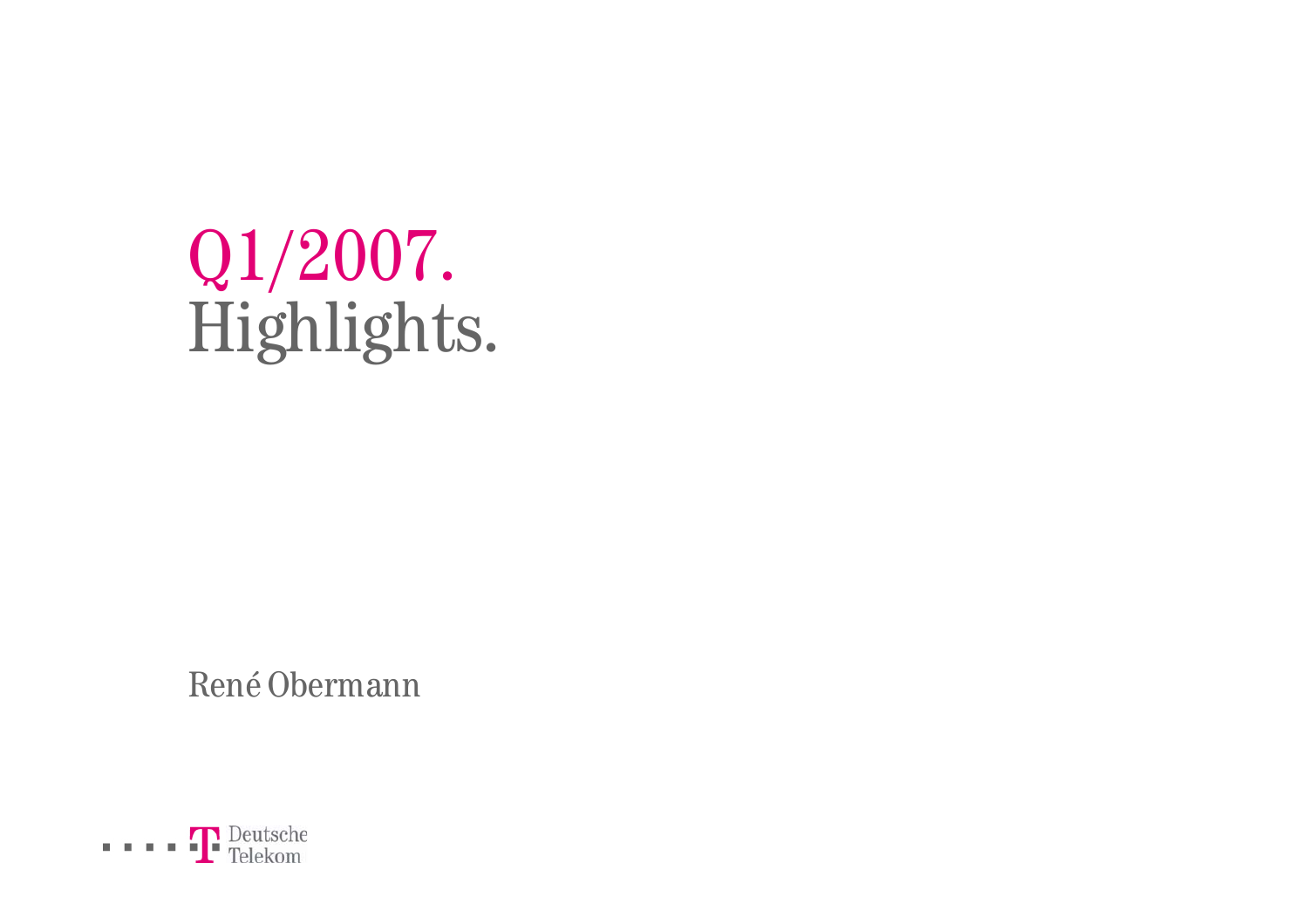# Q1/2007.
# Highlights.

René Obermann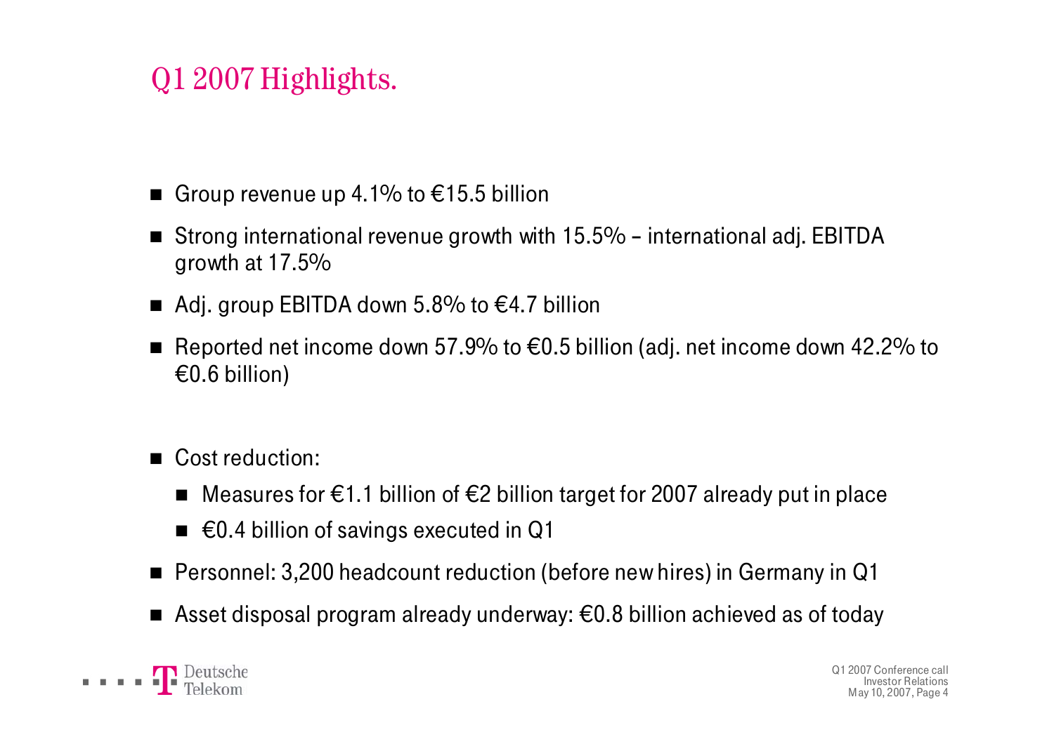# Q1 2007 Highlights.

- Group revenue up 4.1% to €15.5 billion
- Strong international revenue growth with 15.5% – international adj. EBITDA growth at 17.5%
- Adj. group EBITDA down 5.8% to €4.7 billion
- Reported net income down 57.9% to €0.5 billion (adj. net income down 42.2% to €0.6 billion)

- Cost reduction:
  - Measures for €1.1 billion of €2 billion target for 2007 already put in place
  - €0.4 billion of savings executed in Q1
- Personnel: 3,200 headcount reduction (before new hires) in Germany in Q1
- Asset disposal program already underway: €0.8 billion achieved as of today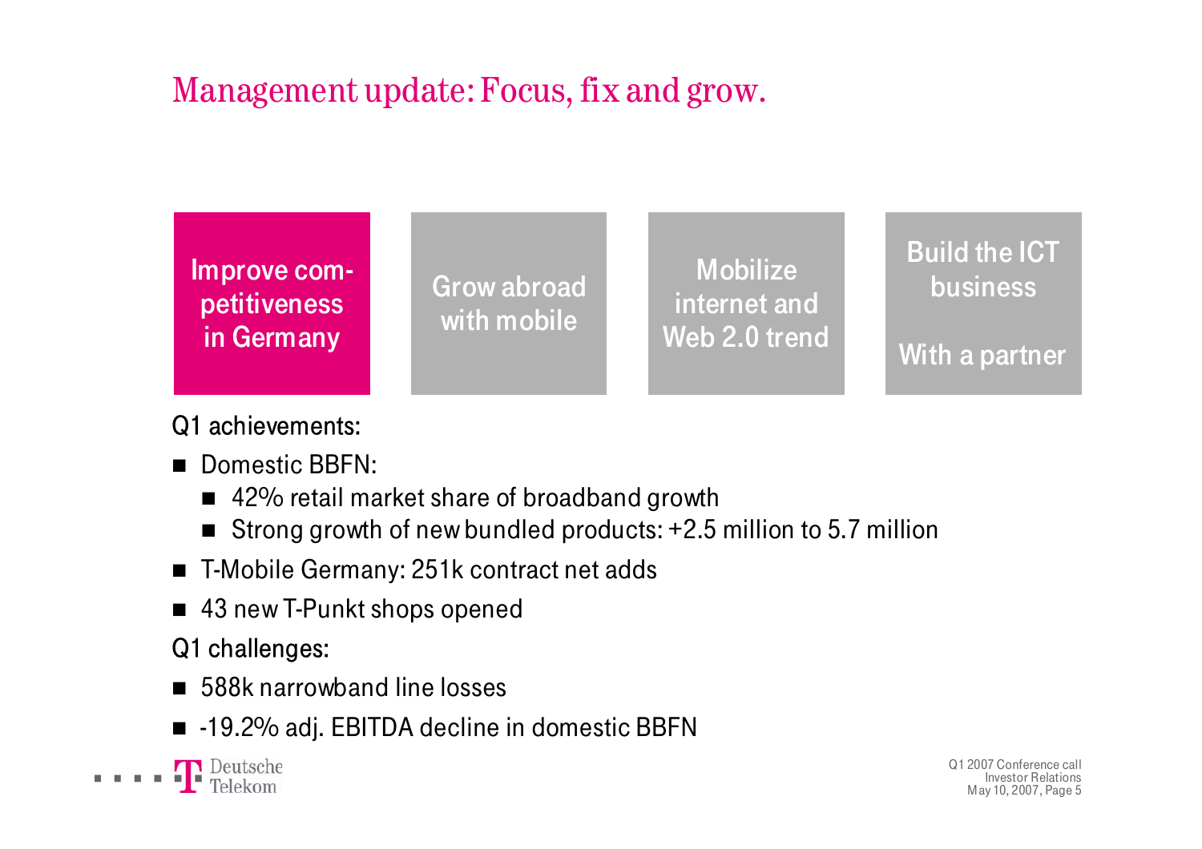# Management update: Focus, fix and grow.

| Improve competitiveness in Germany | Grow abroad with mobile | Mobilize internet and Web 2.0 trend | Build the ICT business With a partner |
|---|---|---|---|

Q1 achievements:

- Domestic BBFN:
  - 42% retail market share of broadband growth
  - Strong growth of new bundled products: +2.5 million to 5.7 million
- T-Mobile Germany: 251k contract net adds
- 43 new T-Punkt shops opened

Q1 challenges:

- 588k narrowband line losses
- -19.2% adj. EBITDA decline in domestic BBFN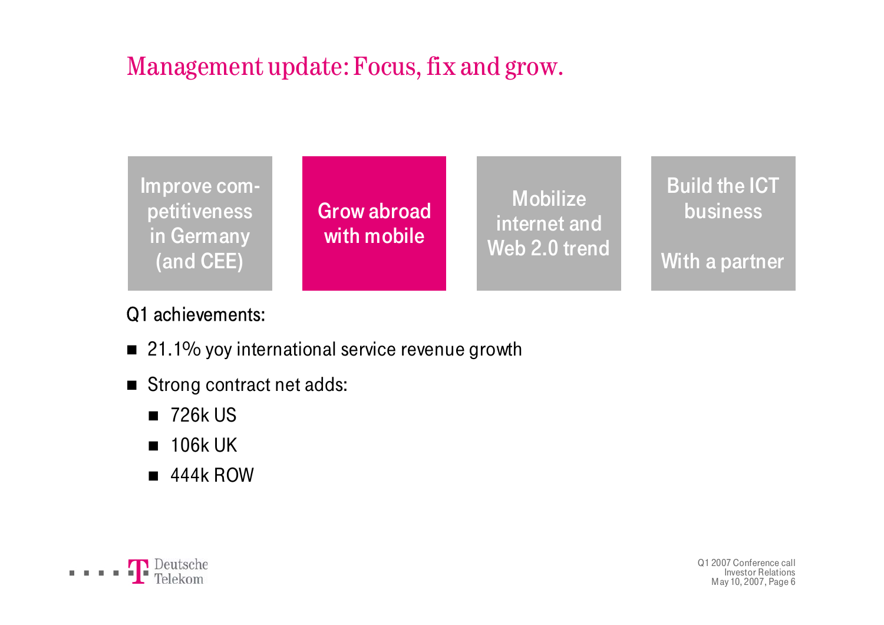# Management update: Focus, fix and grow.

| Improve competitiveness in Germany (and CEE) | **Grow abroad with mobile** | Mobilize internet and Web 2.0 trend | Build the ICT business<br><br>With a partner |
|---|---|---|---|

Q1 achievements:

- 21.1% yoy international service revenue growth
- Strong contract net adds:
  - 726k US
  - 106k UK
  - 444k ROW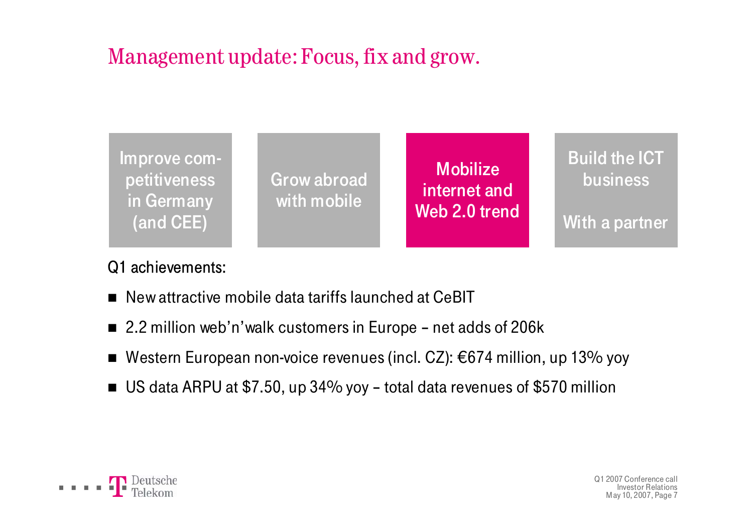# Management update: Focus, fix and grow.

| Improve competitiveness in Germany (and CEE) | Grow abroad with mobile | **Mobilize internet and Web 2.0 trend** | Build the ICT business<br><br>With a partner |
|---|---|---|---|

Q1 achievements:

- New attractive mobile data tariffs launched at CeBIT
- 2.2 million web'n'walk customers in Europe – net adds of 206k
- Western European non-voice revenues (incl. CZ): €674 million, up 13% yoy
- US data ARPU at $7.50, up 34% yoy – total data revenues of $570 million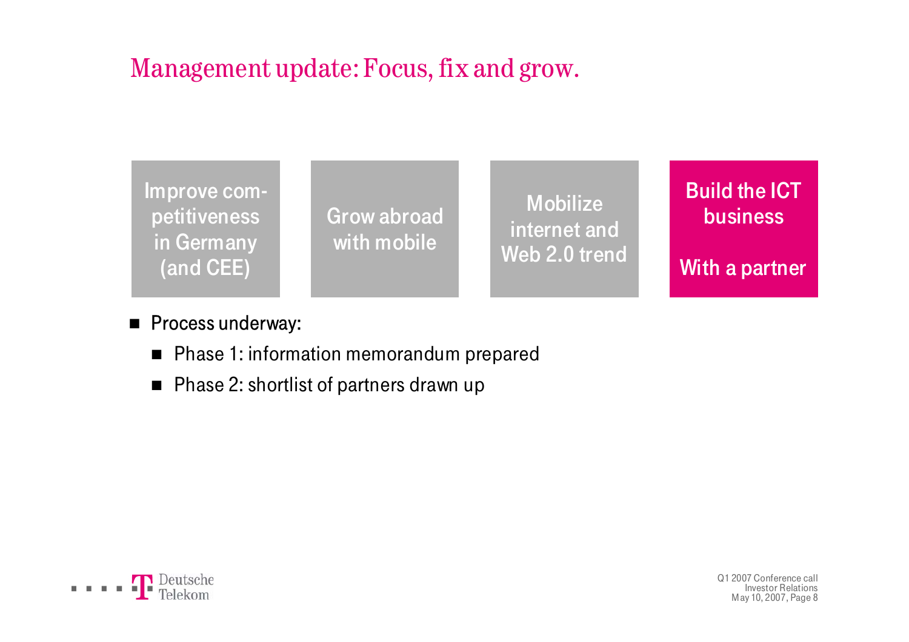# Management update: Focus, fix and grow.

| Improve competitiveness in Germany (and CEE) | Grow abroad with mobile | Mobilize internet and Web 2.0 trend | **Build the ICT business**<br><br>**With a partner** |
|---|---|---|---|

- Process underway:
  - Phase 1: information memorandum prepared
  - Phase 2: shortlist of partners drawn up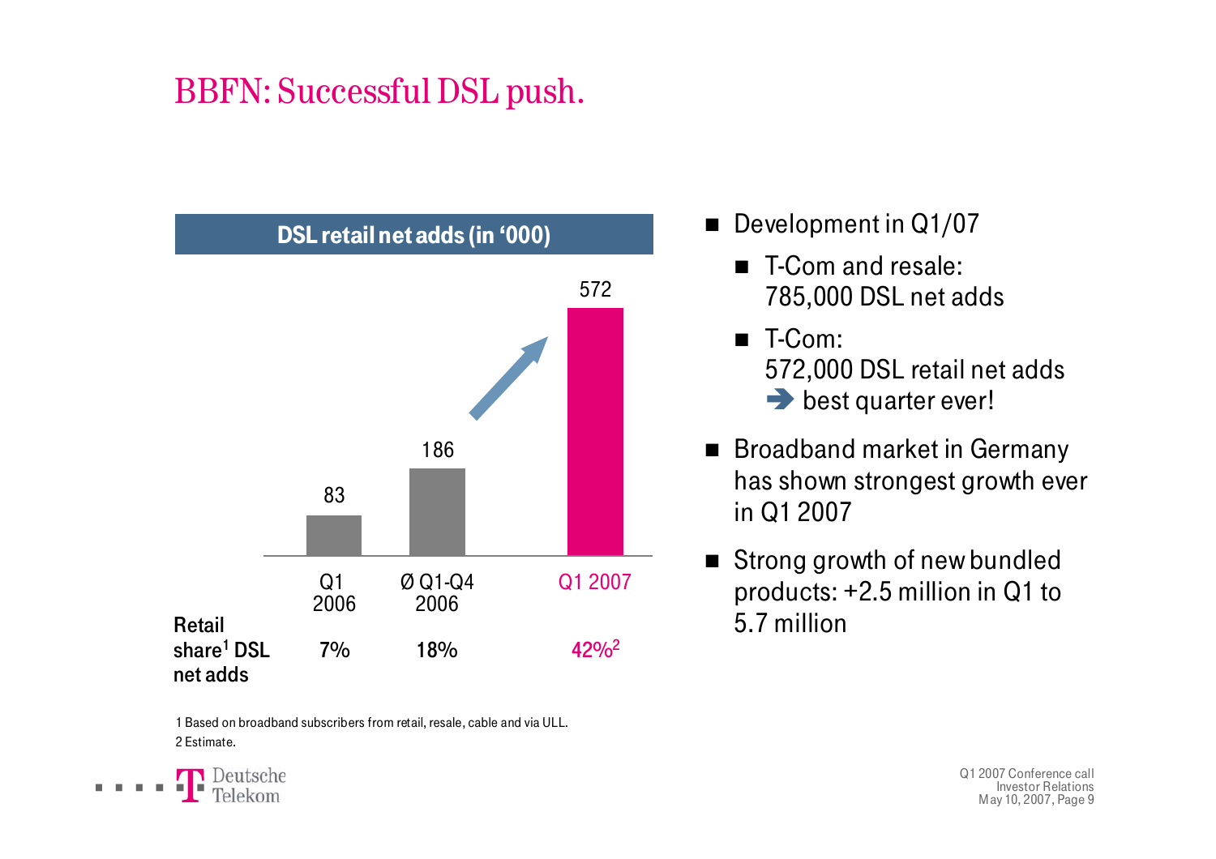# BBFN: Successful DSL push.

**DSL retail net adds (in '000)**

|  | Q1 2006 | Ø Q1-Q4 2006 | Q1 2007 |
|---|---|---|---|
| DSL retail net adds (in '000) | 83 | 186 | 572 |
| Retail share[1] DSL net adds | 7% | 18% | 42%[2] |

- Development in Q1/07
  - T-Com and resale: 785,000 DSL net adds
  - T-Com: 572,000 DSL retail net adds ➔ best quarter ever!
- Broadband market in Germany has shown strongest growth ever in Q1 2007
- Strong growth of new bundled products: +2.5 million in Q1 to 5.7 million

1 Based on broadband subscribers from retail, resale, cable and via ULL.
2 Estimate.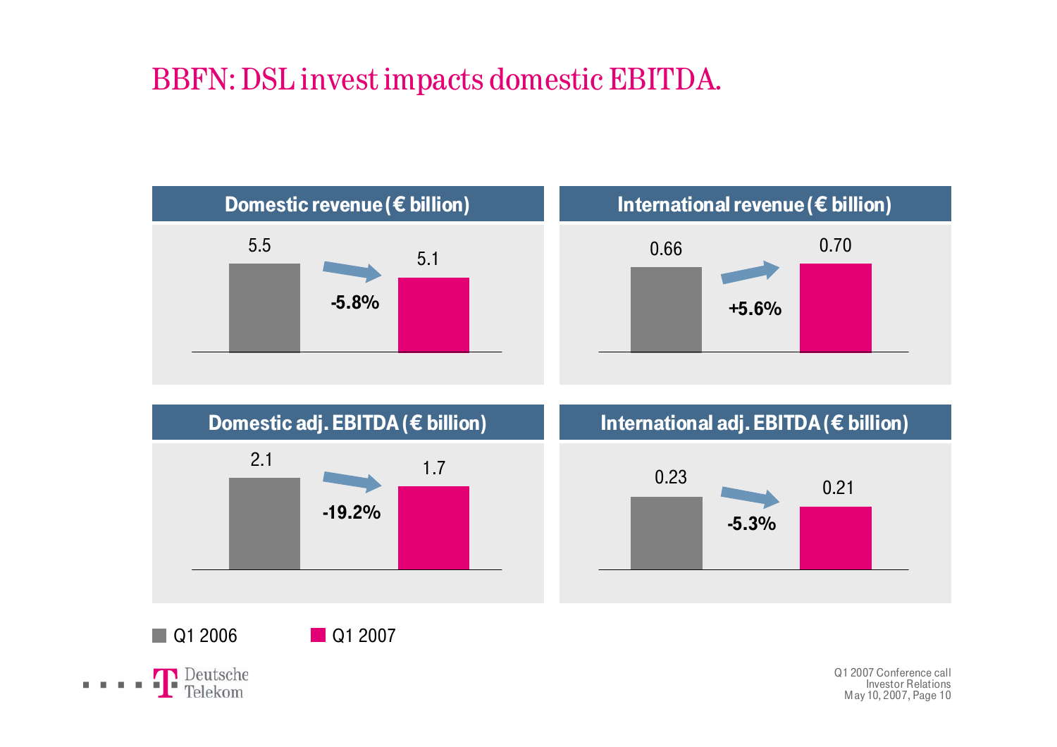# BBFN: DSL invest impacts domestic EBITDA.

### Domestic revenue (€ billion)

| Q1 2006 | Change | Q1 2007 |
| --- | --- | --- |
| 5.5 | -5.8% | 5.1 |

### International revenue (€ billion)

| Q1 2006 | Change | Q1 2007 |
| --- | --- | --- |
| 0.66 | +5.6% | 0.70 |

### Domestic adj. EBITDA (€ billion)

| Q1 2006 | Change | Q1 2007 |
| --- | --- | --- |
| 2.1 | -19.2% | 1.7 |

### International adj. EBITDA (€ billion)

| Q1 2006 | Change | Q1 2007 |
| --- | --- | --- |
| 0.23 | -5.3% | 0.21 |

Q1 2006 Q1 2007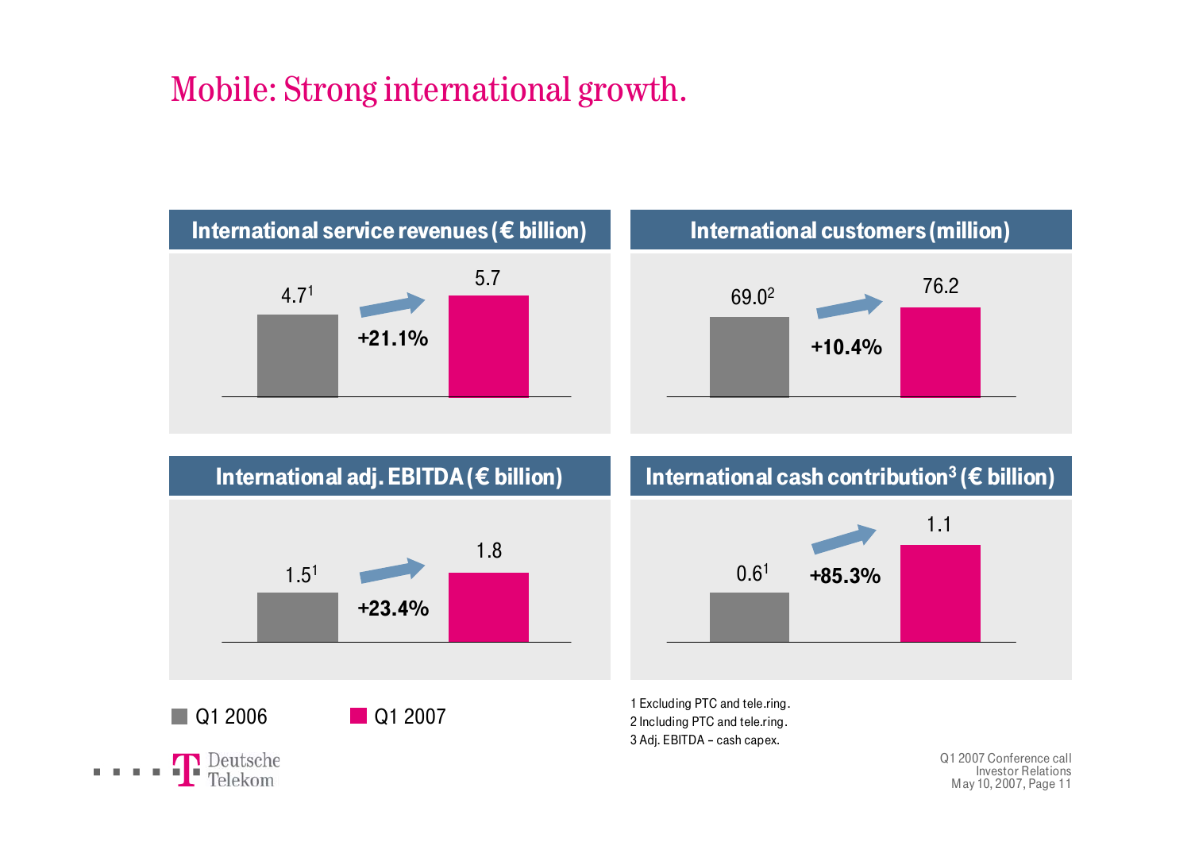# Mobile: Strong international growth.

### International service revenues (€ billion)

| | Q1 2006 | Q1 2007 | Change |
|---|---|---|---|
| International service revenues (€ billion) | 4.7[1] | 5.7 | +21.1% |

### International customers (million)

| | Q1 2006 | Q1 2007 | Change |
|---|---|---|---|
| International customers (million) | 69.0[2] | 76.2 | +10.4% |

### International adj. EBITDA (€ billion)

| | Q1 2006 | Q1 2007 | Change |
|---|---|---|---|
| International adj. EBITDA (€ billion) | 1.5[1] | 1.8 | +23.4% |

### International cash contribution[3] (€ billion)

| | Q1 2006 | Q1 2007 | Change |
|---|---|---|---|
| International cash contribution (€ billion) | 0.6[1] | 1.1 | +85.3% |

1 Excluding PTC and tele.ring.
2 Including PTC and tele.ring.
3 Adj. EBITDA – cash capex.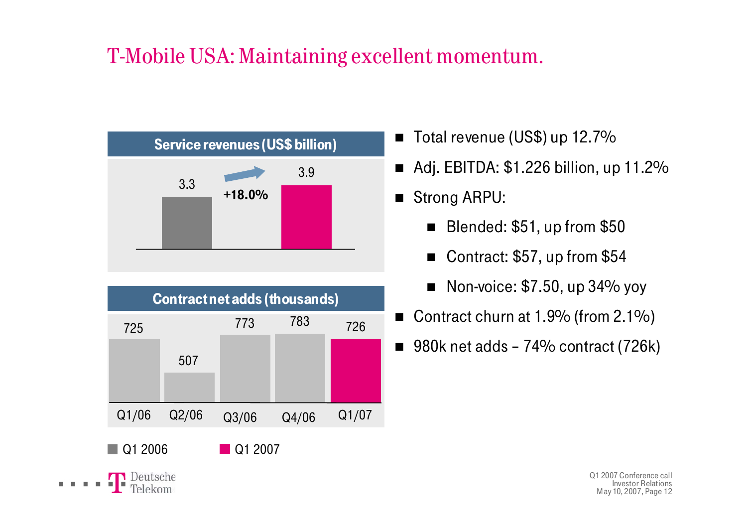# T-Mobile USA: Maintaining excellent momentum.

**Service revenues (US$ billion)**

| Q1 2006 | Q1 2007 |
|---|---|
| 3.3 | 3.9 |

+18.0%

**Contract net adds (thousands)**

| Q1/06 | Q2/06 | Q3/06 | Q4/06 | Q1/07 |
|---|---|---|---|---|
| 725 | 507 | 773 | 783 | 726 |

Q1 2006 | Q1 2007

- Total revenue (US$) up 12.7%
- Adj. EBITDA: $1.226 billion, up 11.2%
- Strong ARPU:
  - Blended: $51, up from $50
  - Contract: $57, up from $54
  - Non-voice: $7.50, up 34% yoy
- Contract churn at 1.9% (from 2.1%)
- 980k net adds – 74% contract (726k)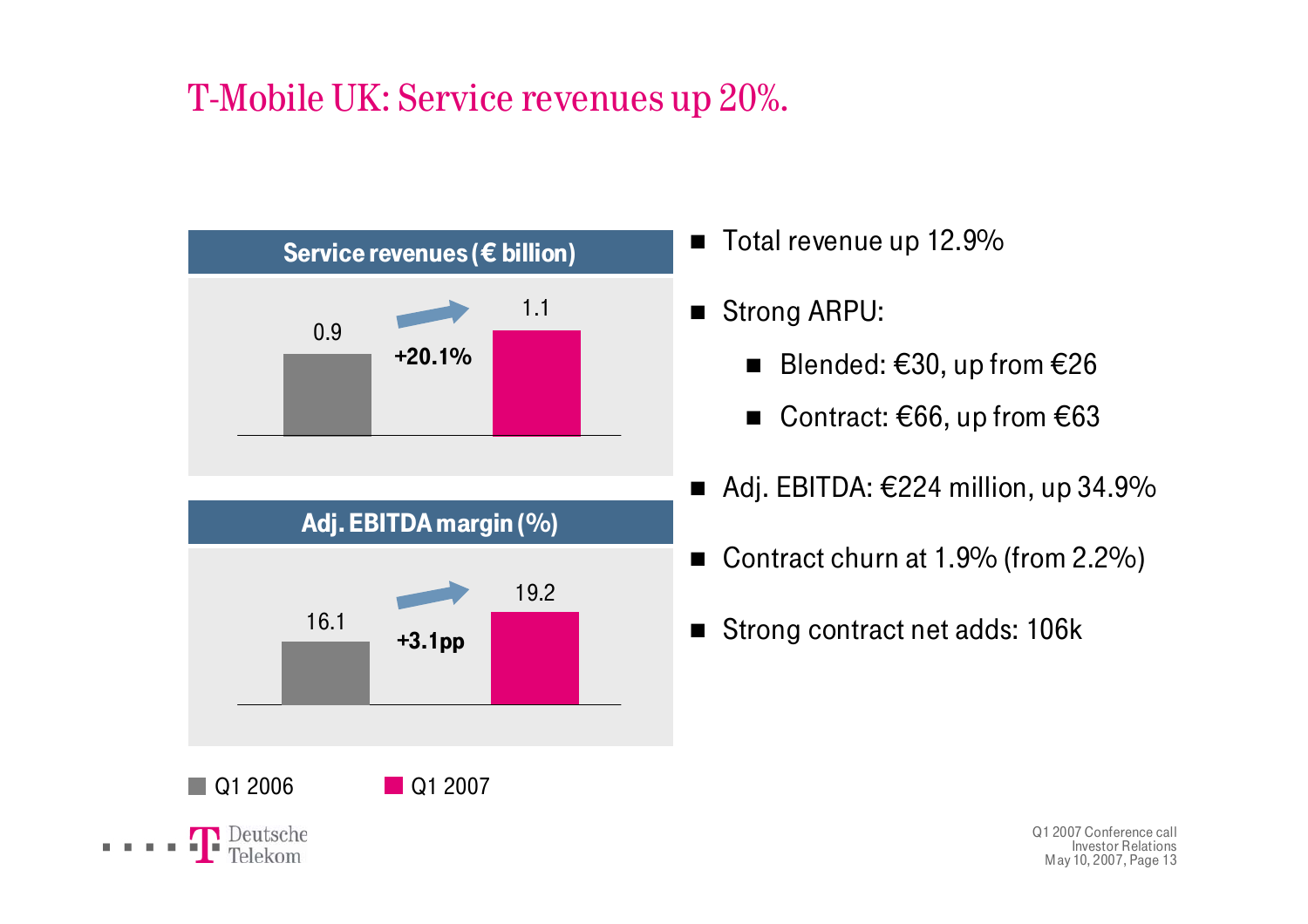# T-Mobile UK: Service revenues up 20%.

**Service revenues (€ billion)**

| | Q1 2006 | Q1 2007 | Change |
|---|---|---|---|
| Service revenues (€ billion) | 0.9 | 1.1 | +20.1% |

**Adj. EBITDA margin (%)**

| | Q1 2006 | Q1 2007 | Change |
|---|---|---|---|
| Adj. EBITDA margin (%) | 16.1 | 19.2 | +3.1pp |

- Total revenue up 12.9%
- Strong ARPU:
  - Blended: €30, up from €26
  - Contract: €66, up from €63
- Adj. EBITDA: €224 million, up 34.9%
- Contract churn at 1.9% (from 2.2%)
- Strong contract net adds: 106k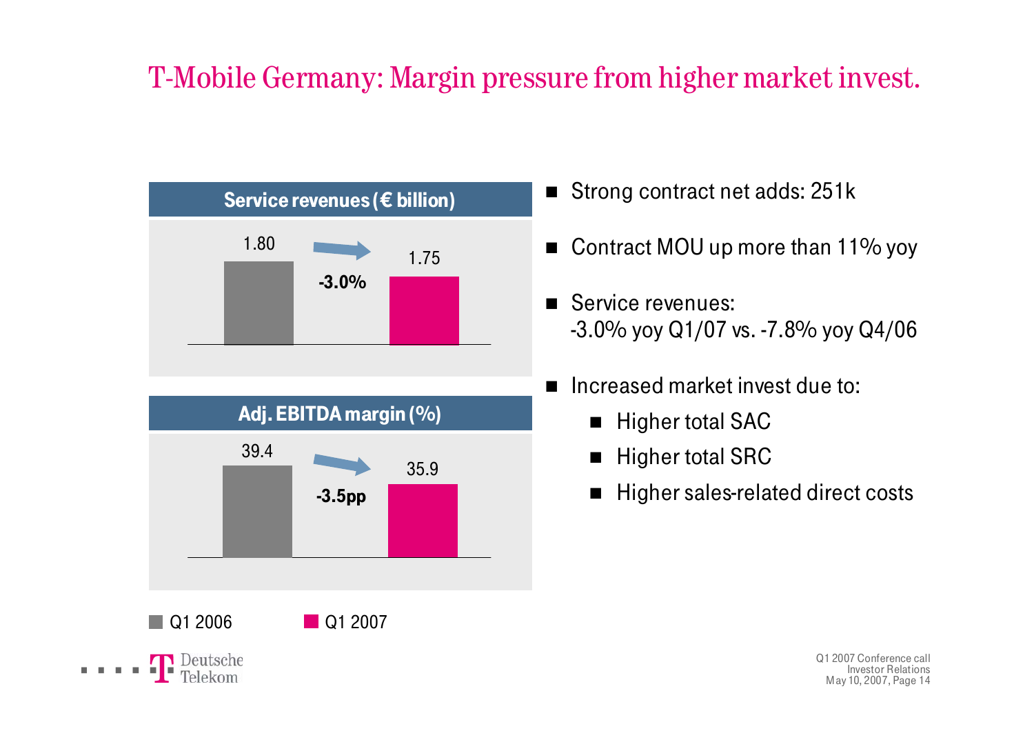# T-Mobile Germany: Margin pressure from higher market invest.

**Service revenues (€ billion)**

| | Q1 2006 | Q1 2007 | Change |
|---|---|---|---|
| Service revenues (€ billion) | 1.80 | 1.75 | -3.0% |

**Adj. EBITDA margin (%)**

| | Q1 2006 | Q1 2007 | Change |
|---|---|---|---|
| Adj. EBITDA margin (%) | 39.4 | 35.9 | -3.5pp |

- Strong contract net adds: 251k
- Contract MOU up more than 11% yoy
- Service revenues:
  -3.0% yoy Q1/07 vs. -7.8% yoy Q4/06
- Increased market invest due to:
  - Higher total SAC
  - Higher total SRC
  - Higher sales-related direct costs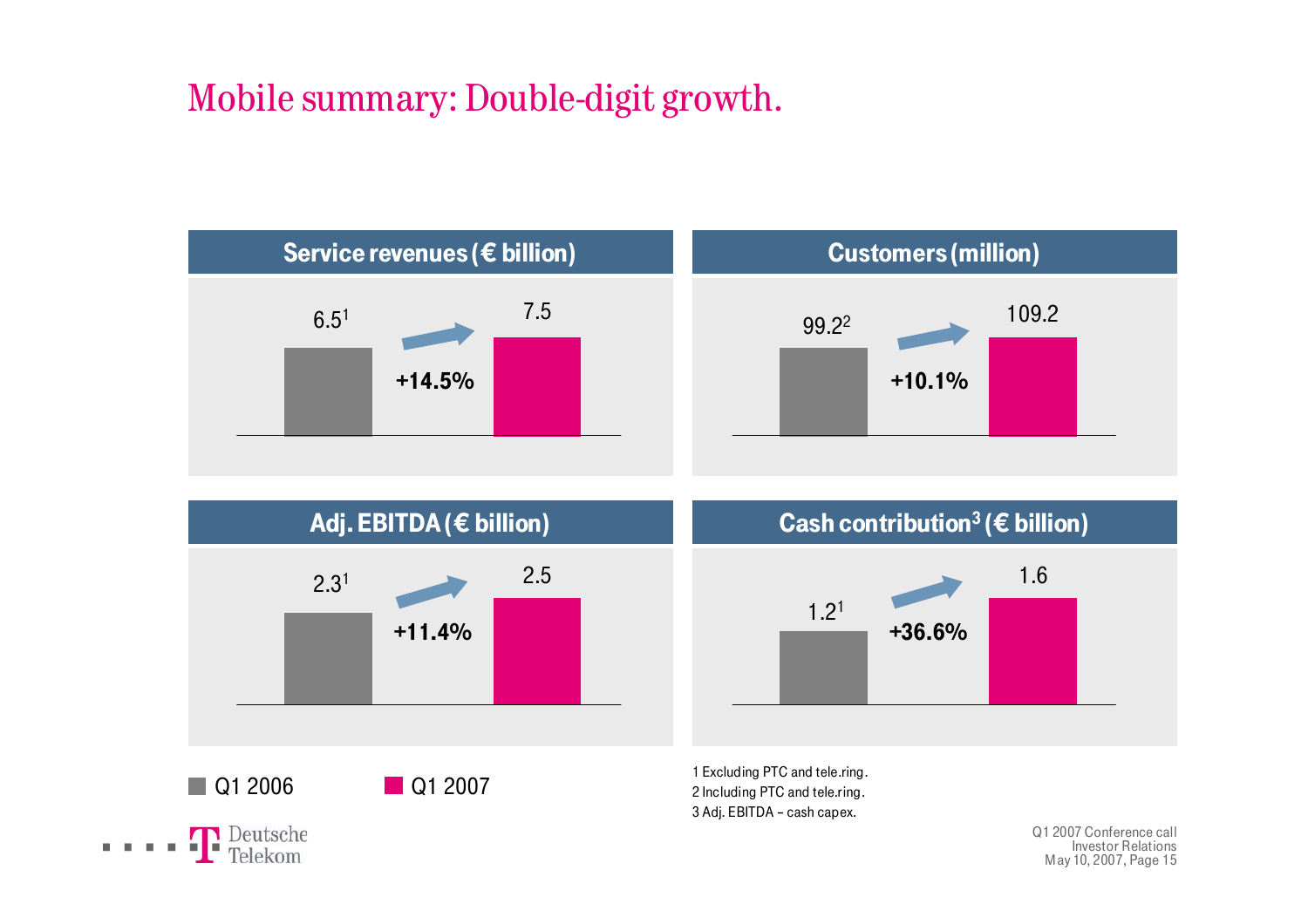# Mobile summary: Double-digit growth.

## Service revenues (€ billion)

| Q1 2006 | Change | Q1 2007 |
|---|---|---|
| 6.5[1] | +14.5% | 7.5 |

## Customers (million)

| Q1 2006 | Change | Q1 2007 |
|---|---|---|
| 99.2[2] | +10.1% | 109.2 |

## Adj. EBITDA (€ billion)

| Q1 2006 | Change | Q1 2007 |
|---|---|---|
| 2.3[1] | +11.4% | 2.5 |

## Cash contribution[3] (€ billion)

| Q1 2006 | Change | Q1 2007 |
|---|---|---|
| 1.2[1] | +36.6% | 1.6 |

Q1 2006 | Q1 2007

1 Excluding PTC and tele.ring.
2 Including PTC and tele.ring.
3 Adj. EBITDA – cash capex.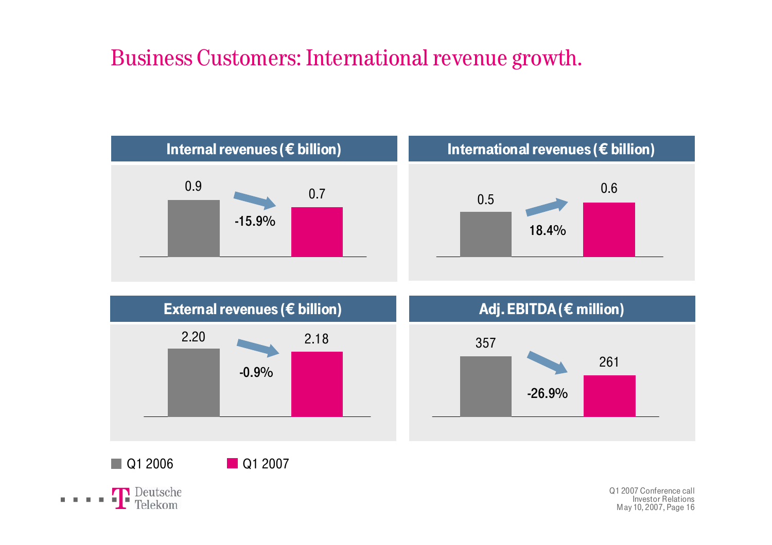# Business Customers: International revenue growth.

### Internal revenues (€ billion)

| Q1 2006 | Change | Q1 2007 |
|---|---|---|
| 0.9 | -15.9% | 0.7 |

### International revenues (€ billion)

| Q1 2006 | Change | Q1 2007 |
|---|---|---|
| 0.5 | 18.4% | 0.6 |

### External revenues (€ billion)

| Q1 2006 | Change | Q1 2007 |
|---|---|---|
| 2.20 | -0.9% | 2.18 |

### Adj. EBITDA (€ million)

| Q1 2006 | Change | Q1 2007 |
|---|---|---|
| 357 | -26.9% | 261 |

Q1 2006 &nbsp;&nbsp;&nbsp; Q1 2007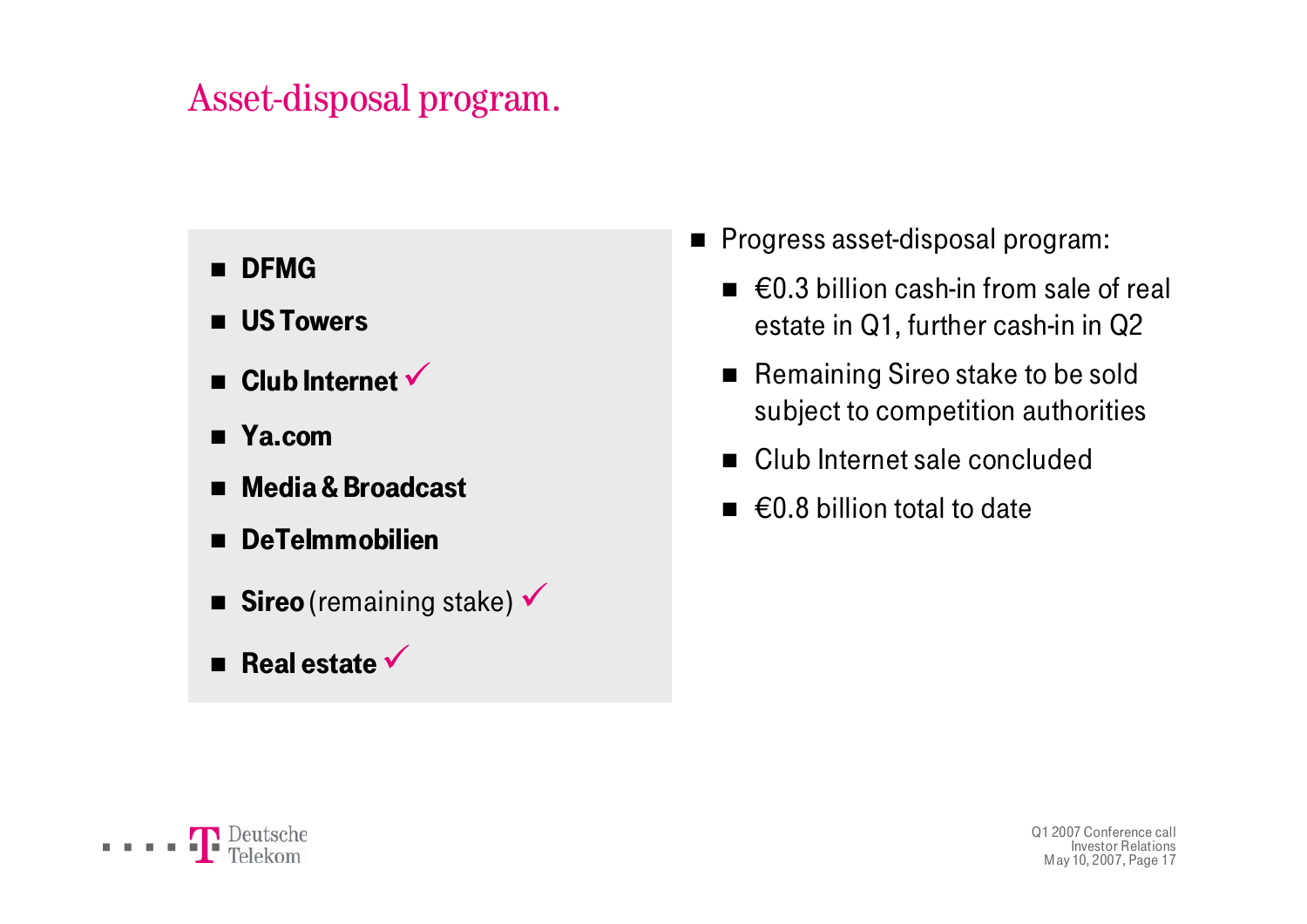# Asset-disposal program.

- **DFMG**
- **US Towers**
- **Club Internet** ✓
- **Ya.com**
- **Media & Broadcast**
- **DeTeImmobilien**
- **Sireo** (remaining stake) ✓
- **Real estate** ✓

- Progress asset-disposal program:
  - €0.3 billion cash-in from sale of real estate in Q1, further cash-in in Q2
  - Remaining Sireo stake to be sold subject to competition authorities
  - Club Internet sale concluded
  - €0.8 billion total to date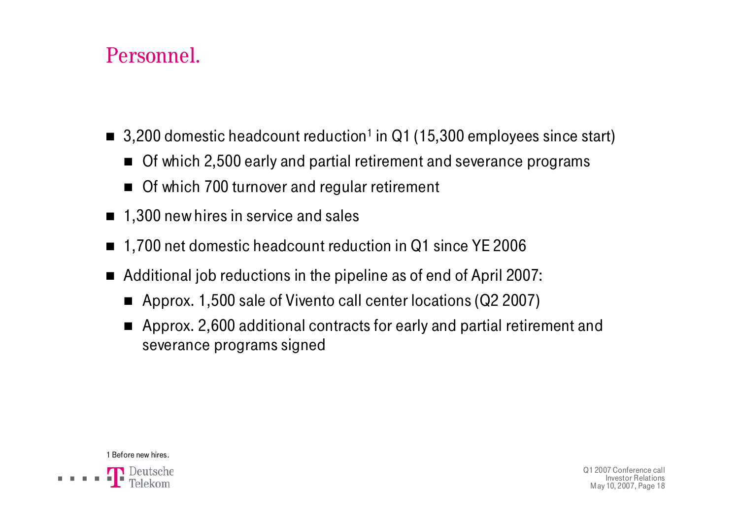# Personnel.

- 3,200 domestic headcount reduction[1] in Q1 (15,300 employees since start)
  - Of which 2,500 early and partial retirement and severance programs
  - Of which 700 turnover and regular retirement
- 1,300 new hires in service and sales
- 1,700 net domestic headcount reduction in Q1 since YE 2006
- Additional job reductions in the pipeline as of end of April 2007:
  - Approx. 1,500 sale of Vivento call center locations (Q2 2007)
  - Approx. 2,600 additional contracts for early and partial retirement and severance programs signed

1 Before new hires.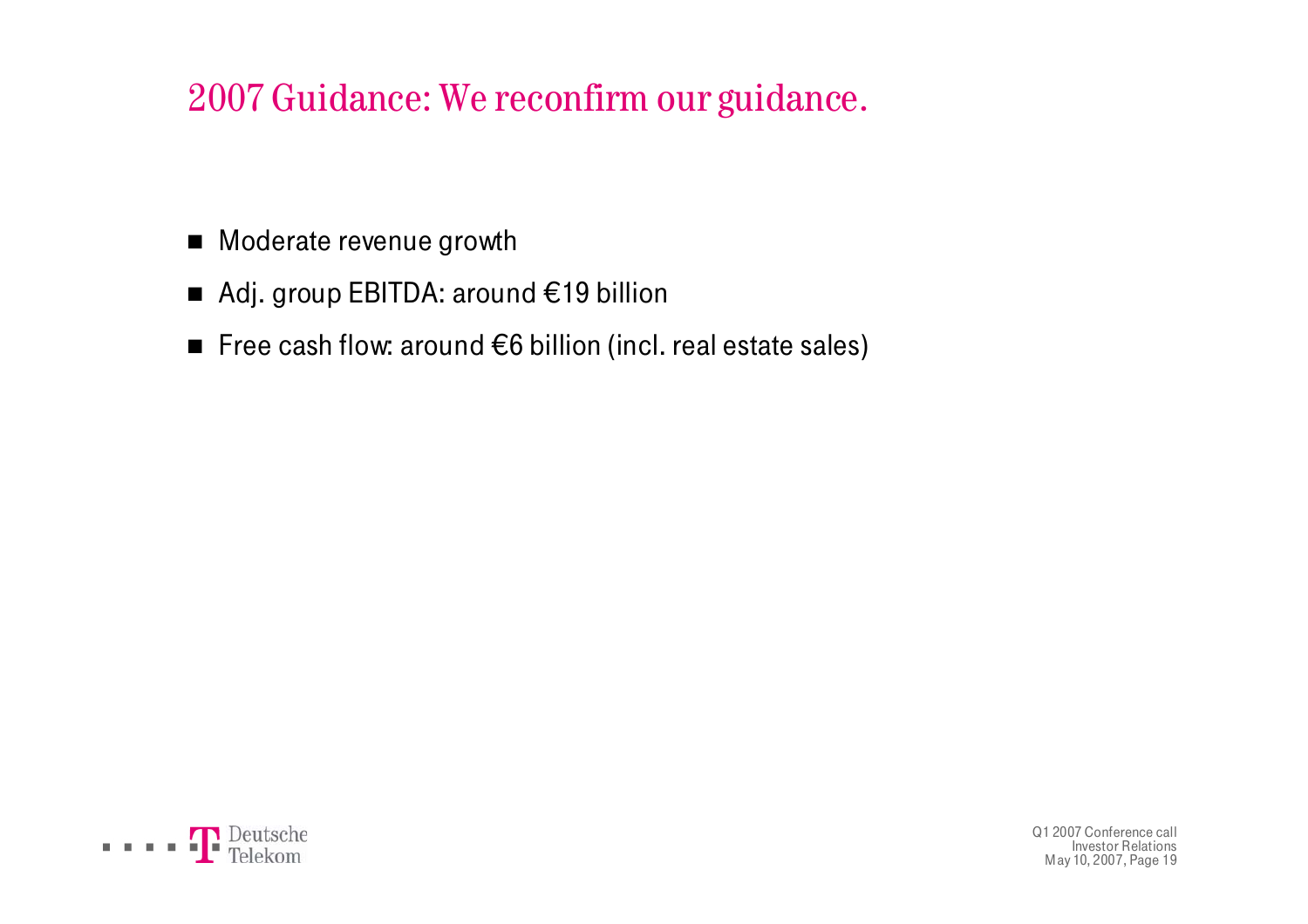# 2007 Guidance: We reconfirm our guidance.

- Moderate revenue growth
- Adj. group EBITDA: around €19 billion
- Free cash flow: around €6 billion (incl. real estate sales)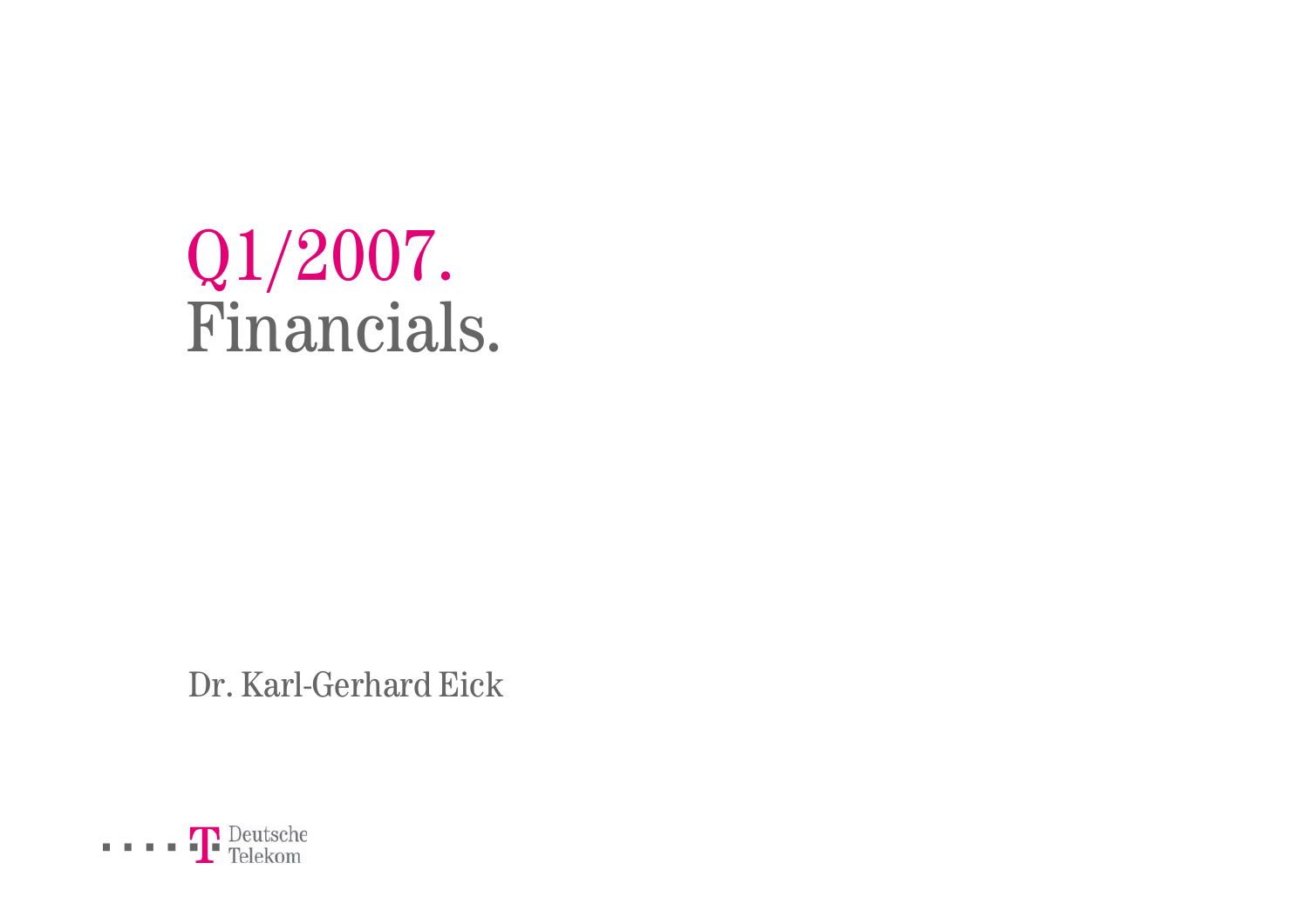# Q1/2007.
# Financials.

Dr. Karl-Gerhard Eick

Deutsche Telekom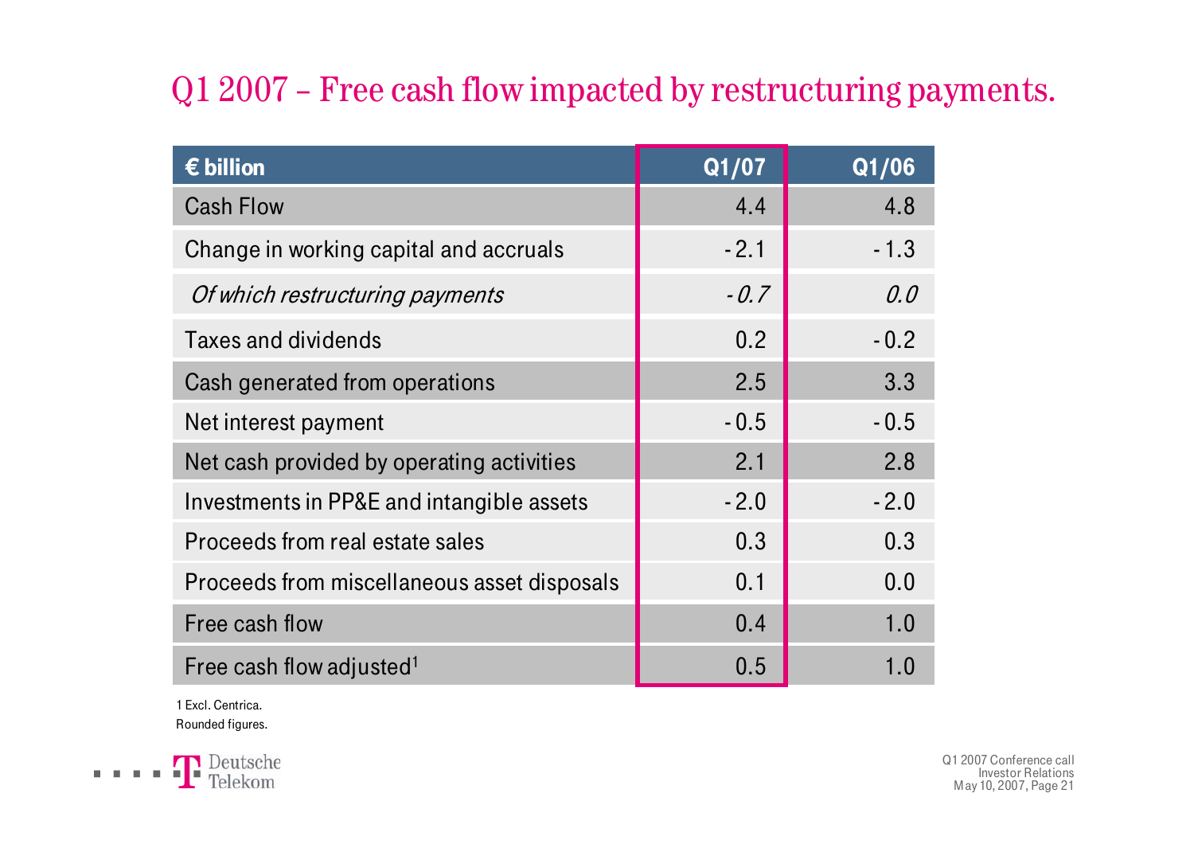# Q1 2007 – Free cash flow impacted by restructuring payments.

| € billion | Q1/07 | Q1/06 |
|---|---|---|
| Cash Flow | 4.4 | 4.8 |
| Change in working capital and accruals | - 2.1 | - 1.3 |
| *Of which restructuring payments* | *- 0.7* | *0.0* |
| Taxes and dividends | 0.2 | - 0.2 |
| Cash generated from operations | 2.5 | 3.3 |
| Net interest payment | - 0.5 | - 0.5 |
| Net cash provided by operating activities | 2.1 | 2.8 |
| Investments in PP&E and intangible assets | - 2.0 | - 2.0 |
| Proceeds from real estate sales | 0.3 | 0.3 |
| Proceeds from miscellaneous asset disposals | 0.1 | 0.0 |
| Free cash flow | 0.4 | 1.0 |
| Free cash flow adjusted[1] | 0.5 | 1.0 |

1 Excl. Centrica.

Rounded figures.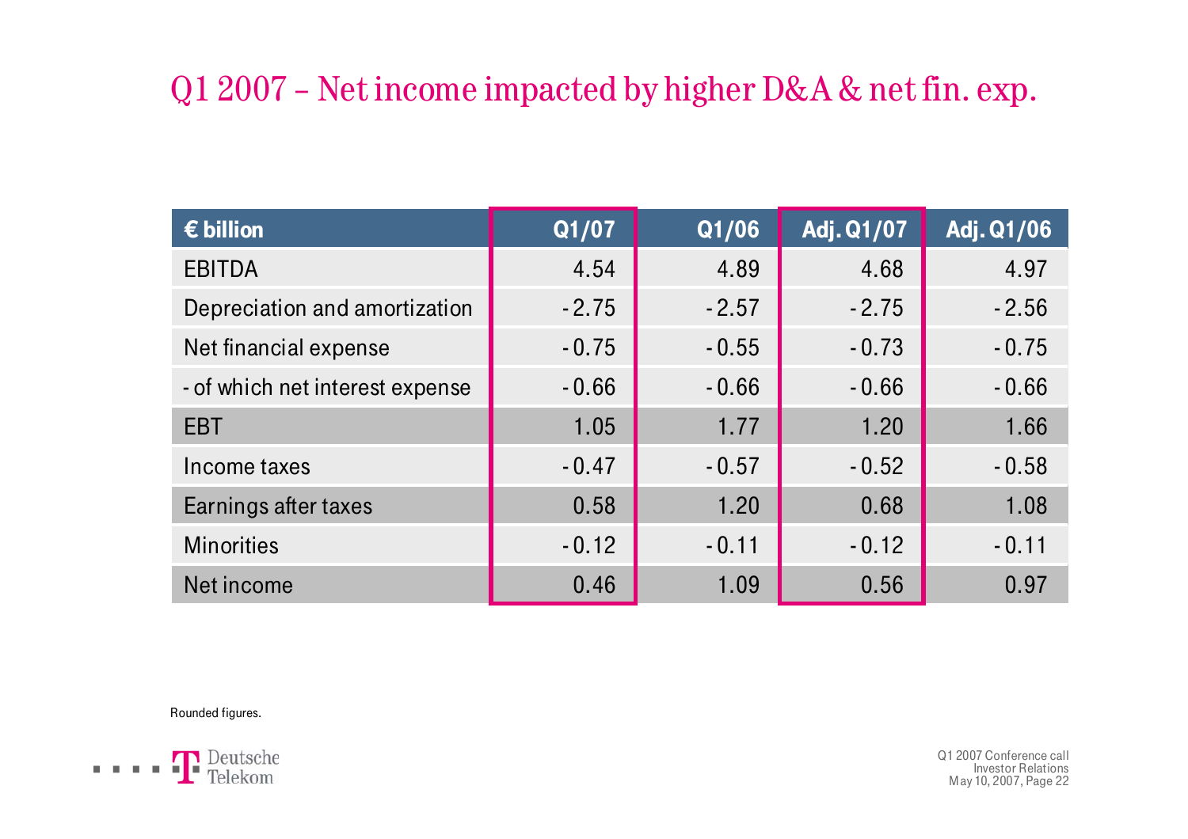# Q1 2007 – Net income impacted by higher D&A & net fin. exp.

| € billion | Q1/07 | Q1/06 | Adj. Q1/07 | Adj. Q1/06 |
|---|---|---|---|---|
| EBITDA | 4.54 | 4.89 | 4.68 | 4.97 |
| Depreciation and amortization | -2.75 | -2.57 | -2.75 | -2.56 |
| Net financial expense | -0.75 | -0.55 | -0.73 | -0.75 |
| - of which net interest expense | -0.66 | -0.66 | -0.66 | -0.66 |
| EBT | 1.05 | 1.77 | 1.20 | 1.66 |
| Income taxes | -0.47 | -0.57 | -0.52 | -0.58 |
| Earnings after taxes | 0.58 | 1.20 | 0.68 | 1.08 |
| Minorities | -0.12 | -0.11 | -0.12 | -0.11 |
| Net income | 0.46 | 1.09 | 0.56 | 0.97 |

Rounded figures.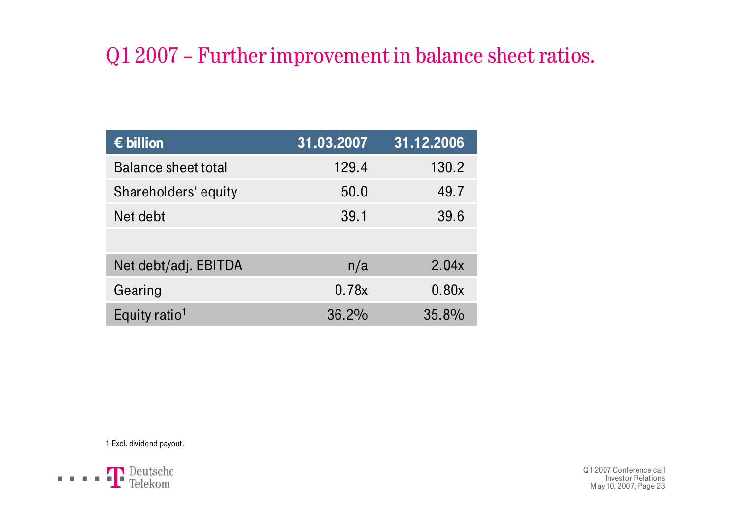# Q1 2007 – Further improvement in balance sheet ratios.

| € billion | 31.03.2007 | 31.12.2006 |
|---|---|---|
| Balance sheet total | 129.4 | 130.2 |
| Shareholders' equity | 50.0 | 49.7 |
| Net debt | 39.1 | 39.6 |
| | | |
| Net debt/adj. EBITDA | n/a | 2.04x |
| Gearing | 0.78x | 0.80x |
| Equity ratio[1] | 36.2% | 35.8% |

1 Excl. dividend payout.